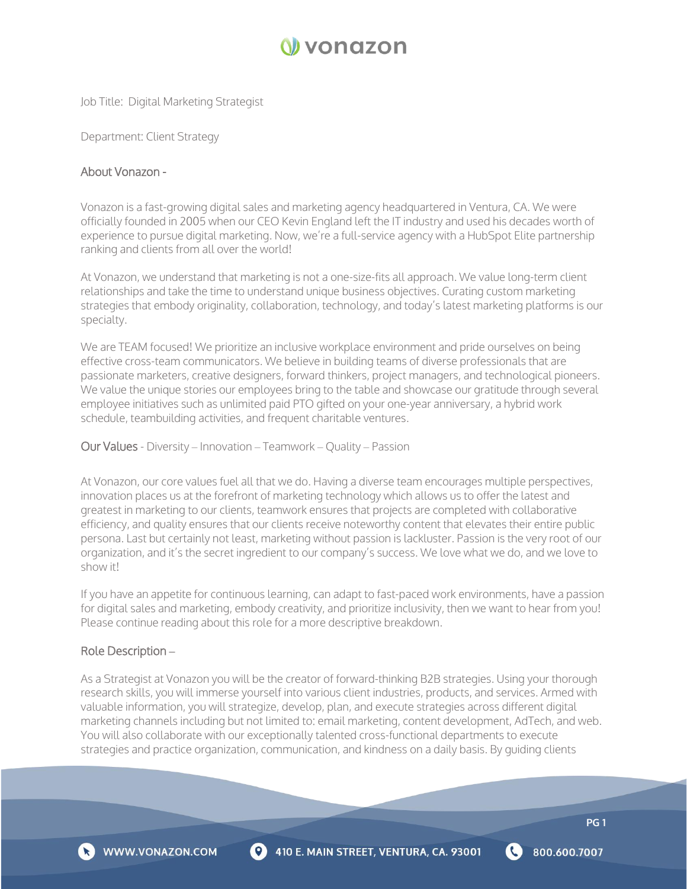# vonazon

Job Title: Digital Marketing Strategist

Department: Client Strategy

## About Vonazon -

Vonazon is a fast-growing digital sales and marketing agency headquartered in Ventura, CA. We were officially founded in 2005 when our CEO Kevin England left the IT industry and used his decades worth of experience to pursue digital marketing. Now, we're a full-service agency with a HubSpot Elite partnership ranking and clients from all over the world!

At Vonazon, we understand that marketing is not a one-size-fits all approach. We value long-term client relationships and take the time to understand unique business objectives. Curating custom marketing strategies that embody originality, collaboration, technology, and today's latest marketing platforms is our specialty.

We are TEAM focused! We prioritize an inclusive workplace environment and pride ourselves on being effective cross-team communicators. We believe in building teams of diverse professionals that are passionate marketers, creative designers, forward thinkers, project managers, and technological pioneers. We value the unique stories our employees bring to the table and showcase our gratitude through several employee initiatives such as unlimited paid PTO gifted on your one-year anniversary, a hybrid work schedule, teambuilding activities, and frequent charitable ventures.

## Our Values - Diversity – Innovation – Teamwork – Quality – Passion

At Vonazon, our core values fuel all that we do. Having a diverse team encourages multiple perspectives, innovation places us at the forefront of marketing technology which allows us to offer the latest and greatest in marketing to our clients, teamwork ensures that projects are completed with collaborative efficiency, and quality ensures that our clients receive noteworthy content that elevates their entire public persona. Last but certainly not least, marketing without passion is lackluster. Passion is the very root of our organization, and it's the secret ingredient to our company's success. We love what we do, and we love to show it!

If you have an appetite for continuous learning, can adapt to fast-paced work environments, have a passion for digital sales and marketing, embody creativity, and prioritize inclusivity, then we want to hear from you! Please continue reading about this role for a more descriptive breakdown.

## Role Description –

As a Strategist at Vonazon you will be the creator of forward-thinking B2B strategies. Using your thorough research skills, you will immerse yourself into various client industries, products, and services. Armed with valuable information, you will strategize, develop, plan, and execute strategies across different digital marketing channels including but not limited to: email marketing, content development, AdTech, and web. You will also collaborate with our exceptionally talented cross-functional departments to execute strategies and practice organization, communication, and kindness on a daily basis. By guiding clients

WWW.VONAZON.COM 410 E. MAIN STREET, VENTURA, CA. 93001 800.600.7007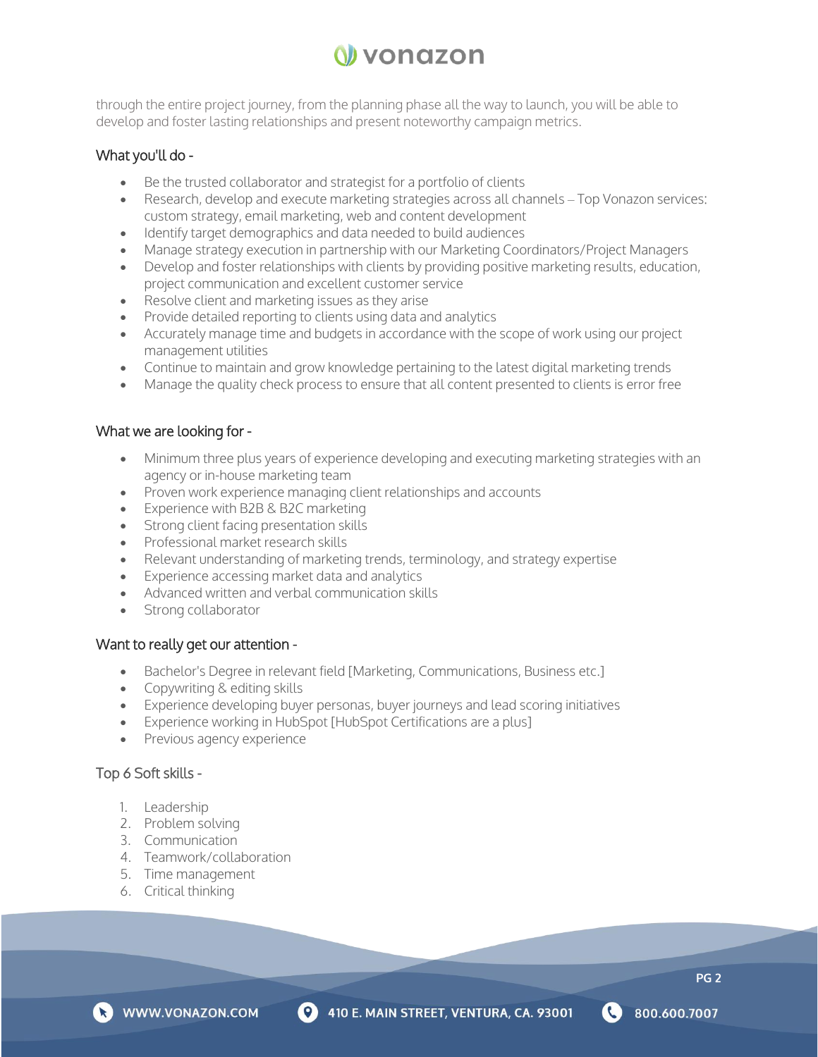through the entire project journey, from the planning phase all the way to launch, you will be able to develop and foster lasting relationships and present noteworthy campaign metrics.

### What you'll do -

- Be the trusted collaborator and strategist for a portfolio of clients
- Research, develop and execute marketing strategies across all channels – Top Vonazon services: custom strategy, email marketing, web and content development
- Identify target demographics and data needed to build audiences
- Manage strategy execution in partnership with our Marketing Coordinators/Project Managers
- Develop and foster relationships with clients by providing positive marketing results, education, project communication and excellent customer service
- Resolve client and marketing issues as they arise
- Provide detailed reporting to clients using data and analytics
- Accurately manage time and budgets in accordance with the scope of work using our project management utilities
- Continue to maintain and grow knowledge pertaining to the latest digital marketing trends
- Manage the quality check process to ensure that all content presented to clients is error free

### What we are looking for -

- Minimum three plus years of experience developing and executing marketing strategies with an agency or in-house marketing team
- Proven work experience managing client relationships and accounts
- Experience with B2B & B2C marketing
- Strong client facing presentation skills
- Professional market research skills
- Relevant understanding of marketing trends, terminology, and strategy expertise
- Experience accessing market data and analytics
- Advanced written and verbal communication skills
- Strong collaborator

### Want to really get our attention -

- Bachelor's Degree in relevant field [Marketing, Communications, Business etc.]
- Copywriting & editing skills
- Experience developing buyer personas, buyer journeys and lead scoring initiatives
- Experience working in HubSpot [HubSpot Certifications are a plus]
- Previous agency experience

### Top 6 Soft skills -

1. Leadership
2. Problem solving
3. Communication
4. Teamwork/collaboration
5. Time management
6. Critical thinking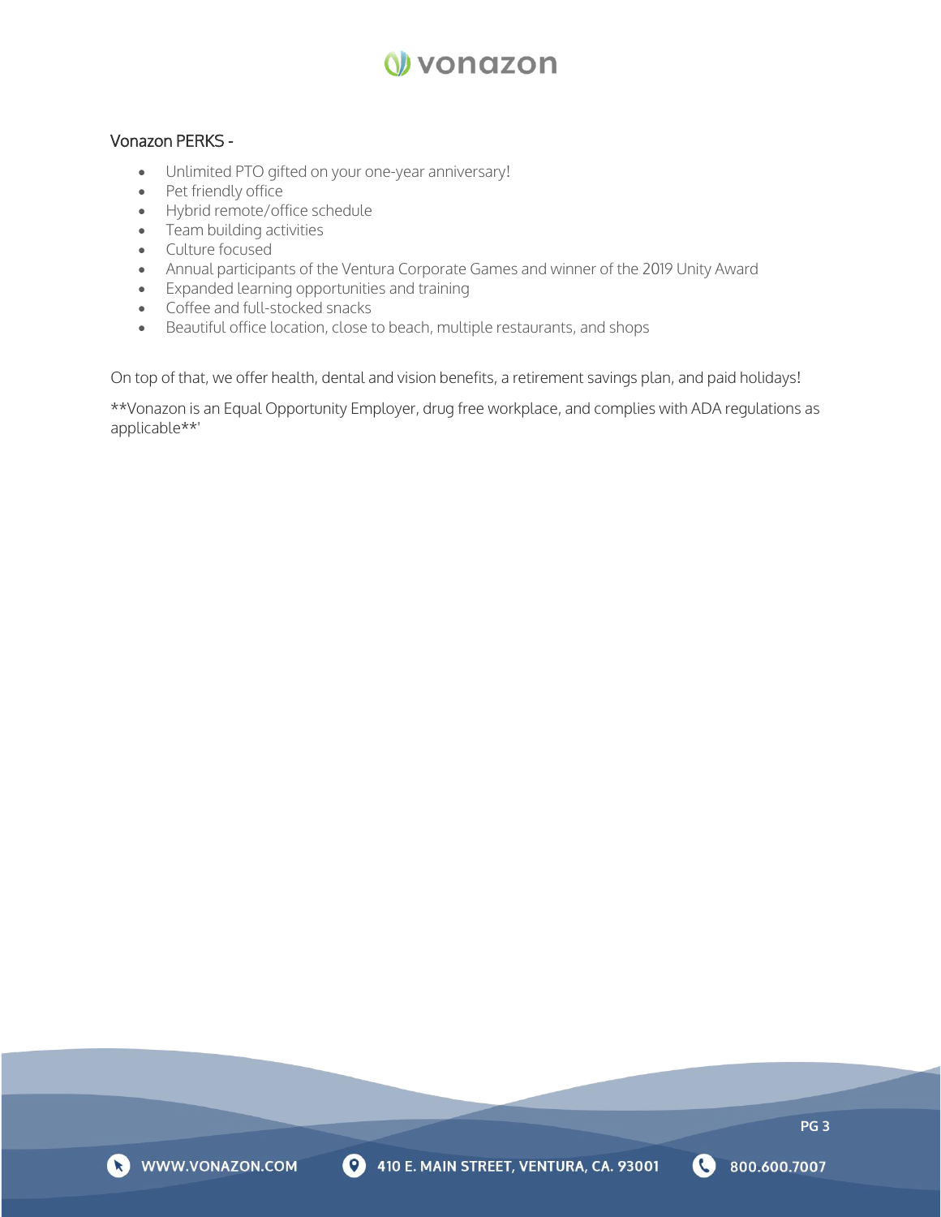Vonazon PERKS -

- Unlimited PTO gifted on your one-year anniversary!
- Pet friendly office
- Hybrid remote/office schedule
- Team building activities
- Culture focused
- Annual participants of the Ventura Corporate Games and winner of the 2019 Unity Award
- Expanded learning opportunities and training
- Coffee and full-stocked snacks
- Beautiful office location, close to beach, multiple restaurants, and shops

On top of that, we offer health, dental and vision benefits, a retirement savings plan, and paid holidays!

**Vonazon is an Equal Opportunity Employer, drug free workplace, and complies with ADA regulations as applicable**'